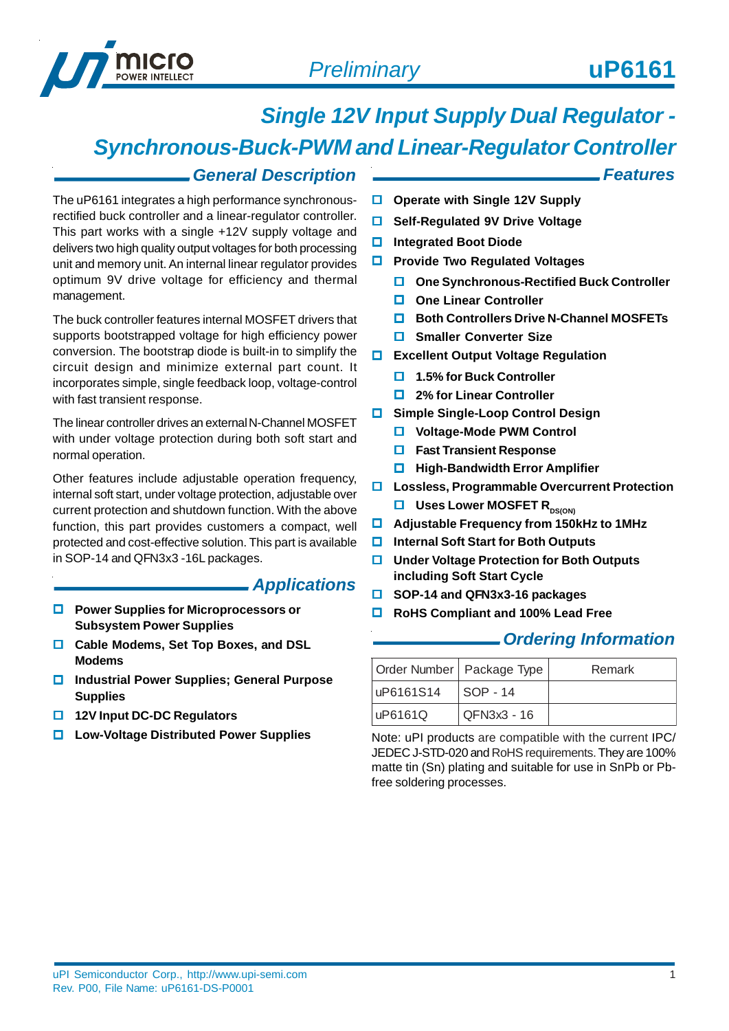# uP6161

*Preliminary*

# Single 12V Input Supply Dual Regulator - Synchronous-Buck-PWM and Linear-Regulator Controller

## General Description

The uP6161 integrates a high performance synchronous-rectified buck controller and a linear-regulator controller. This part works with a single +12V supply voltage and delivers two high quality output voltages for both processing unit and memory unit. An internal linear regulator provides optimum 9V drive voltage for efficiency and thermal management.

The buck controller features internal MOSFET drivers that supports bootstrapped voltage for high efficiency power conversion. The bootstrap diode is built-in to simplify the circuit design and minimize external part count. It incorporates simple, single feedback loop, voltage-control with fast transient response.

The linear controller drives an external N-Channel MOSFET with under voltage protection during both soft start and normal operation.

Other features include adjustable operation frequency, internal soft start, under voltage protection, adjustable over current protection and shutdown function. With the above function, this part provides customers a compact, well protected and cost-effective solution. This part is available in SOP-14 and QFN3x3 -16L packages.

## Applications

- **Power Supplies for Microprocessors or Subsystem Power Supplies**
- **Cable Modems, Set Top Boxes, and DSL Modems**
- **Industrial Power Supplies; General Purpose Supplies**
- **12V Input DC-DC Regulators**
- **Low-Voltage Distributed Power Supplies**

## Features

- **Operate with Single 12V Supply**
- **Self-Regulated 9V Drive Voltage**
- **Integrated Boot Diode**
- **Provide Two Regulated Voltages**
  - **One Synchronous-Rectified Buck Controller**
  - **One Linear Controller**
  - **Both Controllers Drive N-Channel MOSFETs**
  - **Smaller Converter Size**
- **Excellent Output Voltage Regulation**
  - **1.5% for Buck Controller**
  - **2% for Linear Controller**
- **Simple Single-Loop Control Design**
  - **Voltage-Mode PWM Control**
  - **Fast Transient Response**
  - **High-Bandwidth Error Amplifier**
- **Lossless, Programmable Overcurrent Protection**
  - **Uses Lower MOSFET $R_{DS(ON)}$**
- **Adjustable Frequency from 150kHz to 1MHz**
- **Internal Soft Start for Both Outputs**
- **Under Voltage Protection for Both Outputs including Soft Start Cycle**
- **SOP-14 and QFN3x3-16 packages**
- **RoHS Compliant and 100% Lead Free**

## Ordering Information

| Order Number | Package Type | Remark |
|---|---|---|
| uP6161S14 | SOP - 14 | |
| uP6161Q | QFN3x3 - 16 | |

Note: uPI products are compatible with the current IPC/ JEDEC J-STD-020 and RoHS requirements. They are 100% matte tin (Sn) plating and suitable for use in SnPb or Pb-free soldering processes.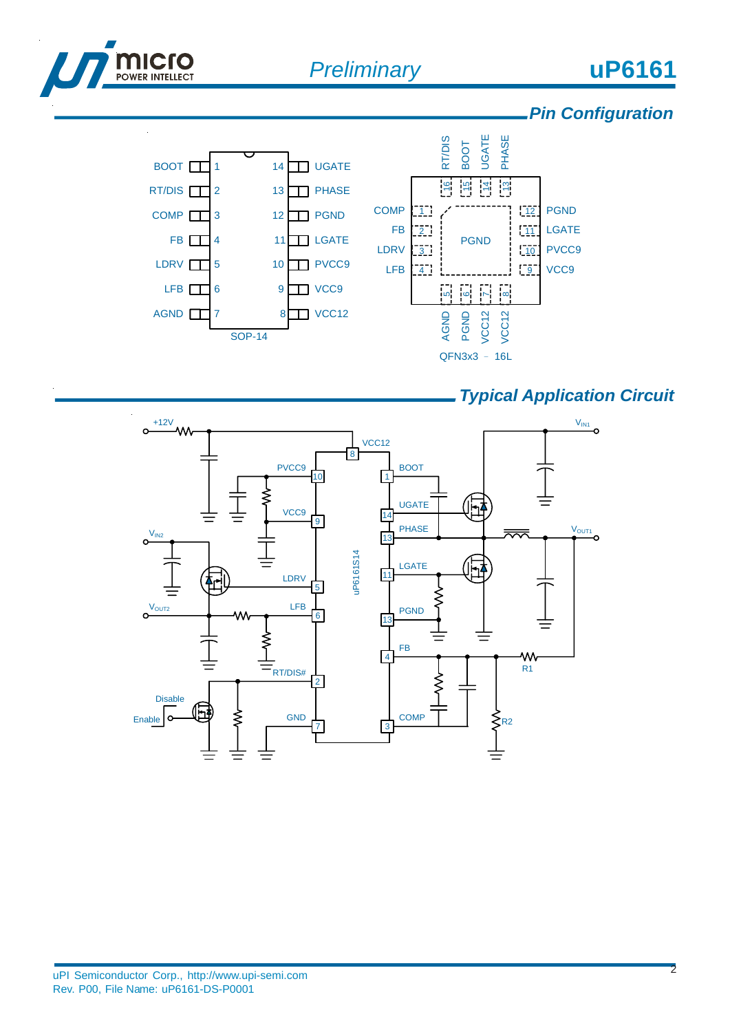## Pin Configuration

| Pin (SOP-14) | Name | Pin (SOP-14) | Name |
|---|---|---|---|
| 1 | BOOT | 14 | UGATE |
| 2 | RT/DIS | 13 | PHASE |
| 3 | COMP | 12 | PGND |
| 4 | FB | 11 | LGATE |
| 5 | LDRV | 10 | PVCC9 |
| 6 | LFB | 9 | VCC9 |
| 7 | AGND | 8 | VCC12 |

SOP-14

| Pin (QFN3x3-16L) | Name |
|---|---|
| 1 | COMP |
| 2 | FB |
| 3 | LDRV |
| 4 | LFB |
| 5 | AGND |
| 6 | PGND |
| 7 | VCC12 |
| 8 | VCC12 |
| 9 | VCC9 |
| 10 | PVCC9 |
| 11 | LGATE |
| 12 | PGND |
| 13 | PHASE |
| 14 | UGATE |
| 15 | BOOT |
| 16 | RT/DIS |
| Exposed pad | PGND |

QFN3x3 – 16L

## Typical Application Circuit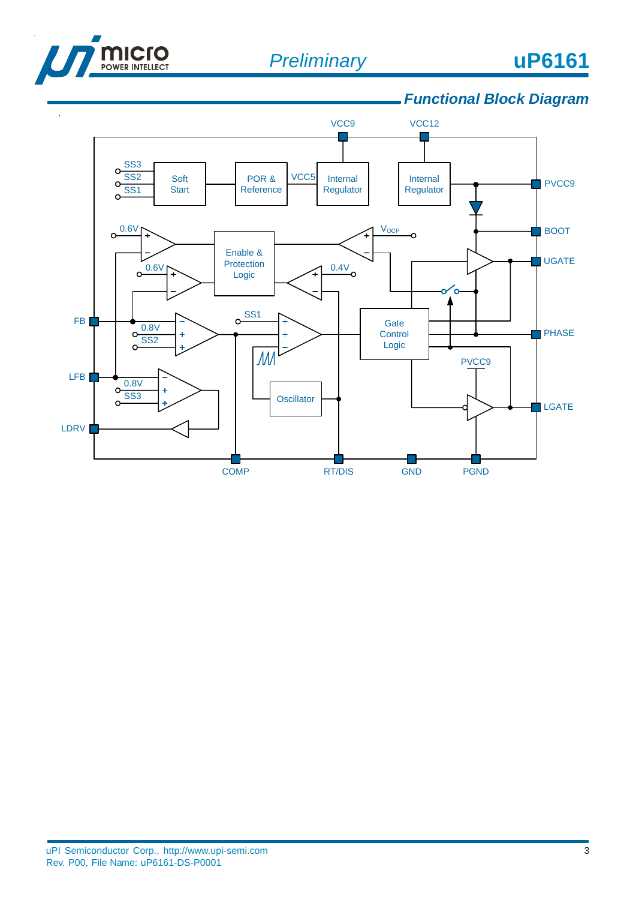## Functional Block Diagram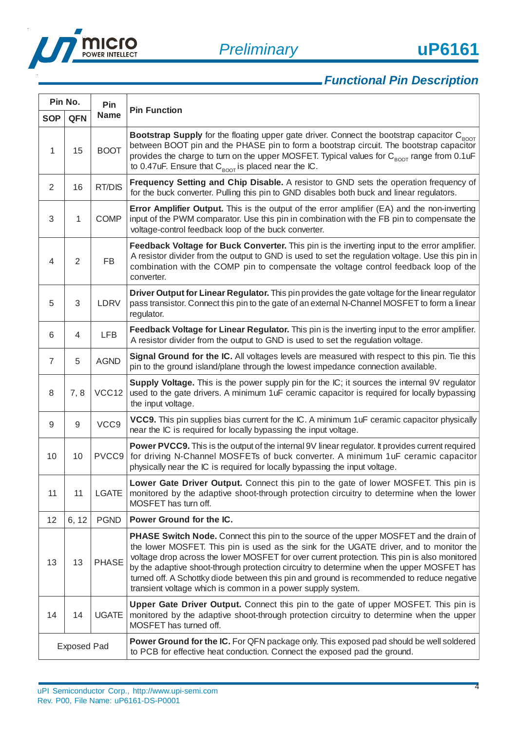## Functional Pin Description

| Pin No. | | Pin Name | Pin Function |
|---|---|---|---|
| SOP | QFN | | |
| 1 | 15 | BOOT | **Bootstrap Supply** for the floating upper gate driver. Connect the bootstrap capacitor $C_{BOOT}$ between BOOT pin and the PHASE pin to form a bootstrap circuit. The bootstrap capacitor provides the charge to turn on the upper MOSFET. Typical values for $C_{BOOT}$ range from 0.1uF to 0.47uF. Ensure that $C_{BOOT}$ is placed near the IC. |
| 2 | 16 | RT/DIS | **Frequency Setting and Chip Disable.** A resistor to GND sets the operation frequency of for the buck converter. Pulling this pin to GND disables both buck and linear regulators. |
| 3 | 1 | COMP | **Error Amplifier Output.** This is the output of the error amplifier (EA) and the non-inverting input of the PWM comparator. Use this pin in combination with the FB pin to compensate the voltage-control feedback loop of the buck converter. |
| 4 | 2 | FB | **Feedback Voltage for Buck Converter.** This pin is the inverting input to the error amplifier. A resistor divider from the output to GND is used to set the regulation voltage. Use this pin in combination with the COMP pin to compensate the voltage control feedback loop of the converter. |
| 5 | 3 | LDRV | **Driver Output for Linear Regulator.** This pin provides the gate voltage for the linear regulator pass transistor. Connect this pin to the gate of an external N-Channel MOSFET to form a linear regulator. |
| 6 | 4 | LFB | **Feedback Voltage for Linear Regulator.** This pin is the inverting input to the error amplifier. A resistor divider from the output to GND is used to set the regulation voltage. |
| 7 | 5 | AGND | **Signal Ground for the IC.** All voltages levels are measured with respect to this pin. Tie this pin to the ground island/plane through the lowest impedance connection available. |
| 8 | 7, 8 | VCC12 | **Supply Voltage.** This is the power supply pin for the IC; it sources the internal 9V regulator used to the gate drivers. A minimum 1uF ceramic capacitor is required for locally bypassing the input voltage. |
| 9 | 9 | VCC9 | **VCC9.** This pin supplies bias current for the IC. A minimum 1uF ceramic capacitor physically near the IC is required for locally bypassing the input voltage. |
| 10 | 10 | PVCC9 | **Power PVCC9.** This is the output of the internal 9V linear regulator. It provides current required for driving N-Channel MOSFETs of buck converter. A minimum 1uF ceramic capacitor physically near the IC is required for locally bypassing the input voltage. |
| 11 | 11 | LGATE | **Lower Gate Driver Output.** Connect this pin to the gate of lower MOSFET. This pin is monitored by the adaptive shoot-through protection circuitry to determine when the lower MOSFET has turn off. |
| 12 | 6, 12 | PGND | **Power Ground for the IC.** |
| 13 | 13 | PHASE | **PHASE Switch Node.** Connect this pin to the source of the upper MOSFET and the drain of the lower MOSFET. This pin is used as the sink for the UGATE driver, and to monitor the voltage drop across the lower MOSFET for over current protection. This pin is also monitored by the adaptive shoot-through protection circuitry to determine when the upper MOSFET has turned off. A Schottky diode between this pin and ground is recommended to reduce negative transient voltage which is common in a power supply system. |
| 14 | 14 | UGATE | **Upper Gate Driver Output.** Connect this pin to the gate of upper MOSFET. This pin is monitored by the adaptive shoot-through protection circuitry to determine when the upper MOSFET has turned off. |
| Exposed Pad | | | **Power Ground for the IC.** For QFN package only. This exposed pad should be well soldered to PCB for effective heat conduction. Connect the exposed pad the ground. |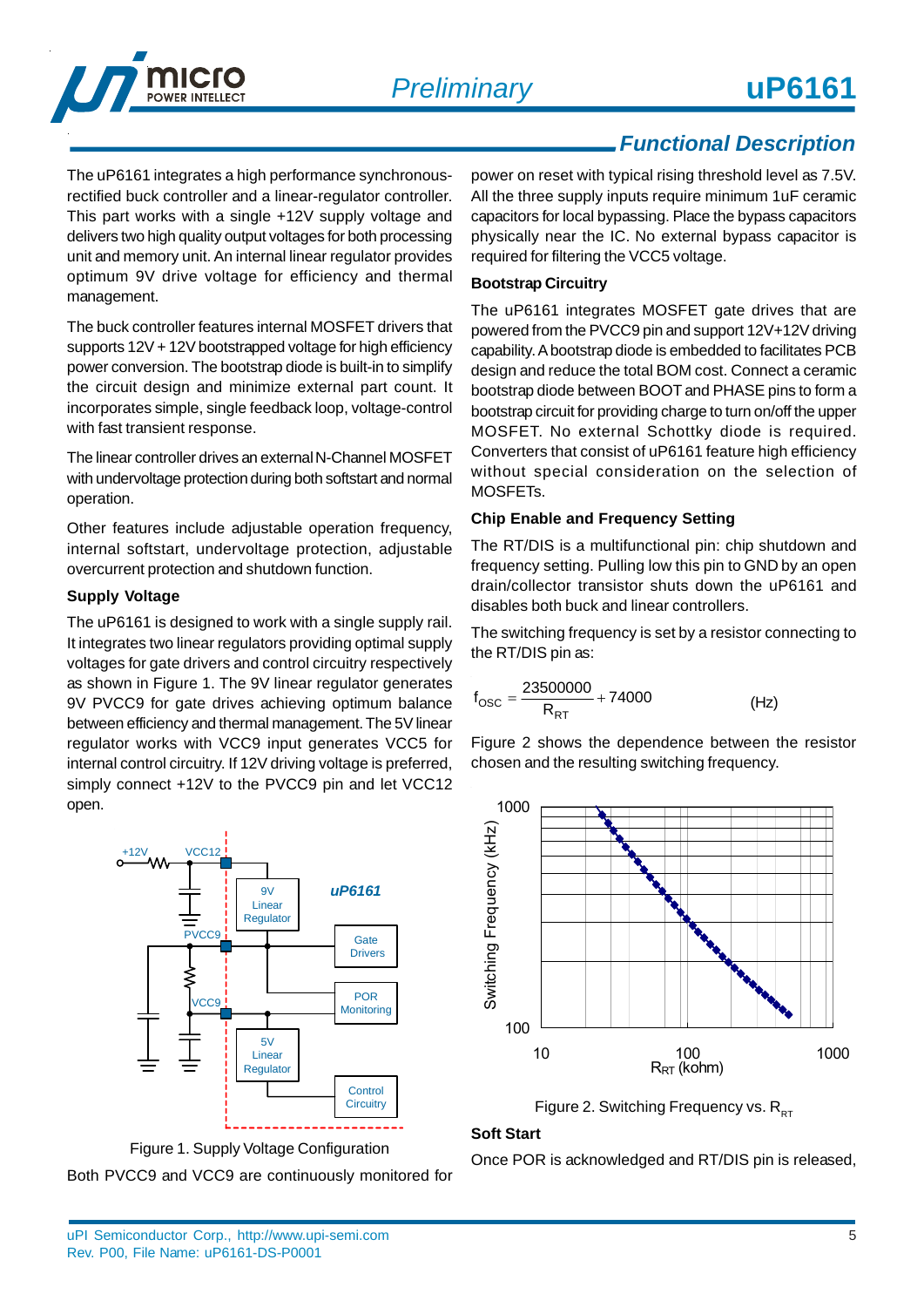## Functional Description

The uP6161 integrates a high performance synchronous-rectified buck controller and a linear-regulator controller. This part works with a single +12V supply voltage and delivers two high quality output voltages for both processing unit and memory unit. An internal linear regulator provides optimum 9V drive voltage for efficiency and thermal management.

The buck controller features internal MOSFET drivers that supports 12V + 12V bootstrapped voltage for high efficiency power conversion. The bootstrap diode is built-in to simplify the circuit design and minimize external part count. It incorporates simple, single feedback loop, voltage-control with fast transient response.

The linear controller drives an external N-Channel MOSFET with undervoltage protection during both softstart and normal operation.

Other features include adjustable operation frequency, internal softstart, undervoltage protection, adjustable overcurrent protection and shutdown function.

### Supply Voltage

The uP6161 is designed to work with a single supply rail. It integrates two linear regulators providing optimal supply voltages for gate drivers and control circuitry respectively as shown in Figure 1. The 9V linear regulator generates 9V PVCC9 for gate drives achieving optimum balance between efficiency and thermal management. The 5V linear regulator works with VCC9 input generates VCC5 for internal control circuitry. If 12V driving voltage is preferred, simply connect +12V to the PVCC9 pin and let VCC12 open.

Figure 1. Supply Voltage Configuration

Both PVCC9 and VCC9 are continuously monitored for power on reset with typical rising threshold level as 7.5V. All the three supply inputs require minimum 1uF ceramic capacitors for local bypassing. Place the bypass capacitors physically near the IC. No external bypass capacitor is required for filtering the VCC5 voltage.

### Bootstrap Circuitry

The uP6161 integrates MOSFET gate drives that are powered from the PVCC9 pin and support 12V+12V driving capability. A bootstrap diode is embedded to facilitates PCB design and reduce the total BOM cost. Connect a ceramic bootstrap diode between BOOT and PHASE pins to form a bootstrap circuit for providing charge to turn on/off the upper MOSFET. No external Schottky diode is required. Converters that consist of uP6161 feature high efficiency without special consideration on the selection of MOSFETs.

### Chip Enable and Frequency Setting

The RT/DIS is a multifunctional pin: chip shutdown and frequency setting. Pulling low this pin to GND by an open drain/collector transistor shuts down the uP6161 and disables both buck and linear controllers.

The switching frequency is set by a resistor connecting to the RT/DIS pin as:

$$f_{OSC} = \frac{23500000}{R_{RT}} + 74000 \quad \text{(Hz)}$$

Figure 2 shows the dependence between the resistor chosen and the resulting switching frequency.

Figure 2. Switching Frequency vs. $R_{RT}$

### Soft Start

Once POR is acknowledged and RT/DIS pin is released,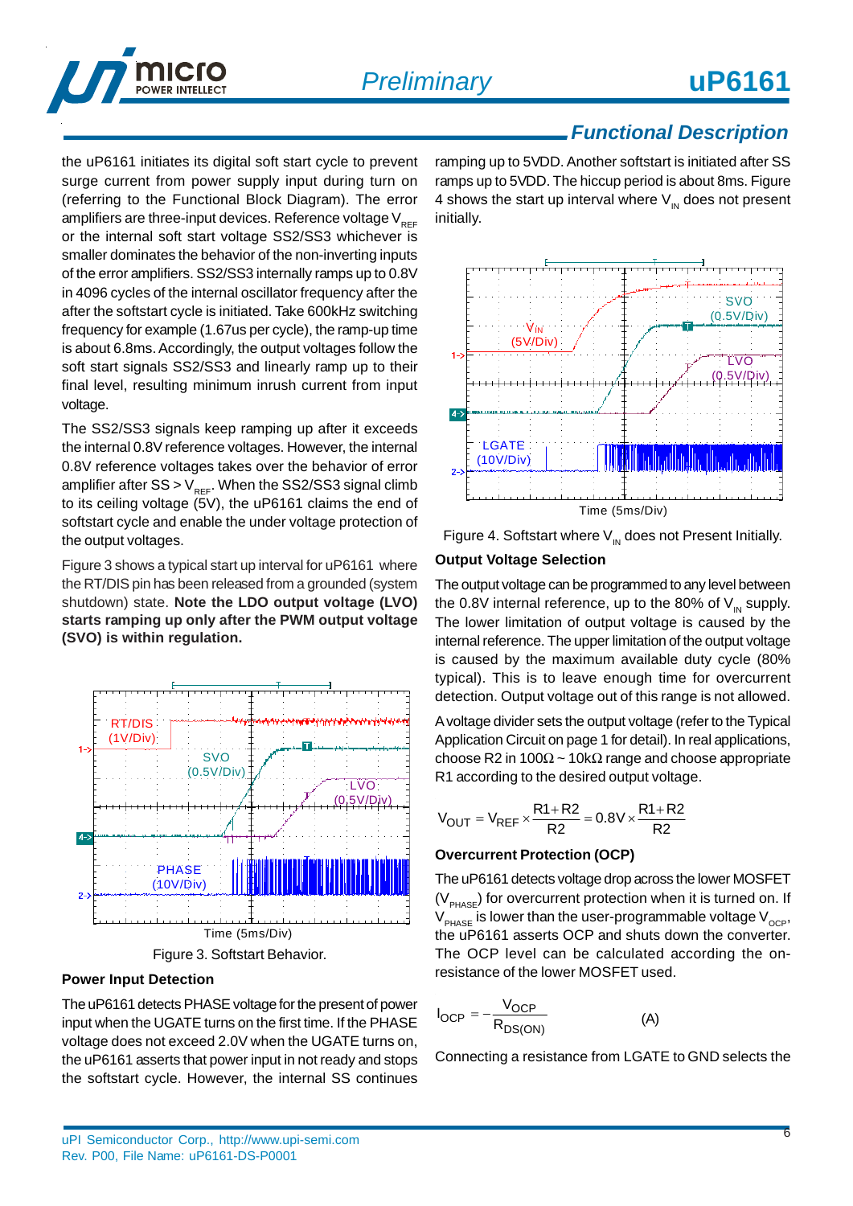## Functional Description

the uP6161 initiates its digital soft start cycle to prevent surge current from power supply input during turn on (referring to the Functional Block Diagram). The error amplifiers are three-input devices. Reference voltage $V_{REF}$ or the internal soft start voltage SS2/SS3 whichever is smaller dominates the behavior of the non-inverting inputs of the error amplifiers. SS2/SS3 internally ramps up to 0.8V in 4096 cycles of the internal oscillator frequency after the after the softstart cycle is initiated. Take 600kHz switching frequency for example (1.67us per cycle), the ramp-up time is about 6.8ms. Accordingly, the output voltages follow the soft start signals SS2/SS3 and linearly ramp up to their final level, resulting minimum inrush current from input voltage.

The SS2/SS3 signals keep ramping up after it exceeds the internal 0.8V reference voltages. However, the internal 0.8V reference voltages takes over the behavior of error amplifier after SS > $V_{REF}$. When the SS2/SS3 signal climb to its ceiling voltage (5V), the uP6161 claims the end of softstart cycle and enable the under voltage protection of the output voltages.

Figure 3 shows a typical start up interval for uP6161 where the RT/DIS pin has been released from a grounded (system shutdown) state. **Note the LDO output voltage (LVO) starts ramping up only after the PWM output voltage (SVO) is within regulation.**

Figure 3. Softstart Behavior.

### Power Input Detection

The uP6161 detects PHASE voltage for the present of power input when the UGATE turns on the first time. If the PHASE voltage does not exceed 2.0V when the UGATE turns on, the uP6161 asserts that power input in not ready and stops the softstart cycle. However, the internal SS continues ramping up to 5VDD. Another softstart is initiated after SS ramps up to 5VDD. The hiccup period is about 8ms. Figure 4 shows the start up interval where $V_{IN}$ does not present initially.

Figure 4. Softstart where $V_{IN}$ does not Present Initially.

### Output Voltage Selection

The output voltage can be programmed to any level between the 0.8V internal reference, up to the 80% of $V_{IN}$ supply. The lower limitation of output voltage is caused by the internal reference. The upper limitation of the output voltage is caused by the maximum available duty cycle (80% typical). This is to leave enough time for overcurrent detection. Output voltage out of this range is not allowed.

A voltage divider sets the output voltage (refer to the Typical Application Circuit on page 1 for detail). In real applications, choose R2 in 100Ω ~ 10kΩ range and choose appropriate R1 according to the desired output voltage.

$$V_{OUT} = V_{REF} \times \frac{R1+R2}{R2} = 0.8V \times \frac{R1+R2}{R2}$$

### Overcurrent Protection (OCP)

The uP6161 detects voltage drop across the lower MOSFET ($V_{PHASE}$) for overcurrent protection when it is turned on. If $V_{PHASE}$ is lower than the user-programmable voltage $V_{OCP}$, the uP6161 asserts OCP and shuts down the converter. The OCP level can be calculated according the on-resistance of the lower MOSFET used.

$$I_{OCP} = -\frac{V_{OCP}}{R_{DS(ON)}} \qquad \text{(A)}$$

Connecting a resistance from LGATE to GND selects the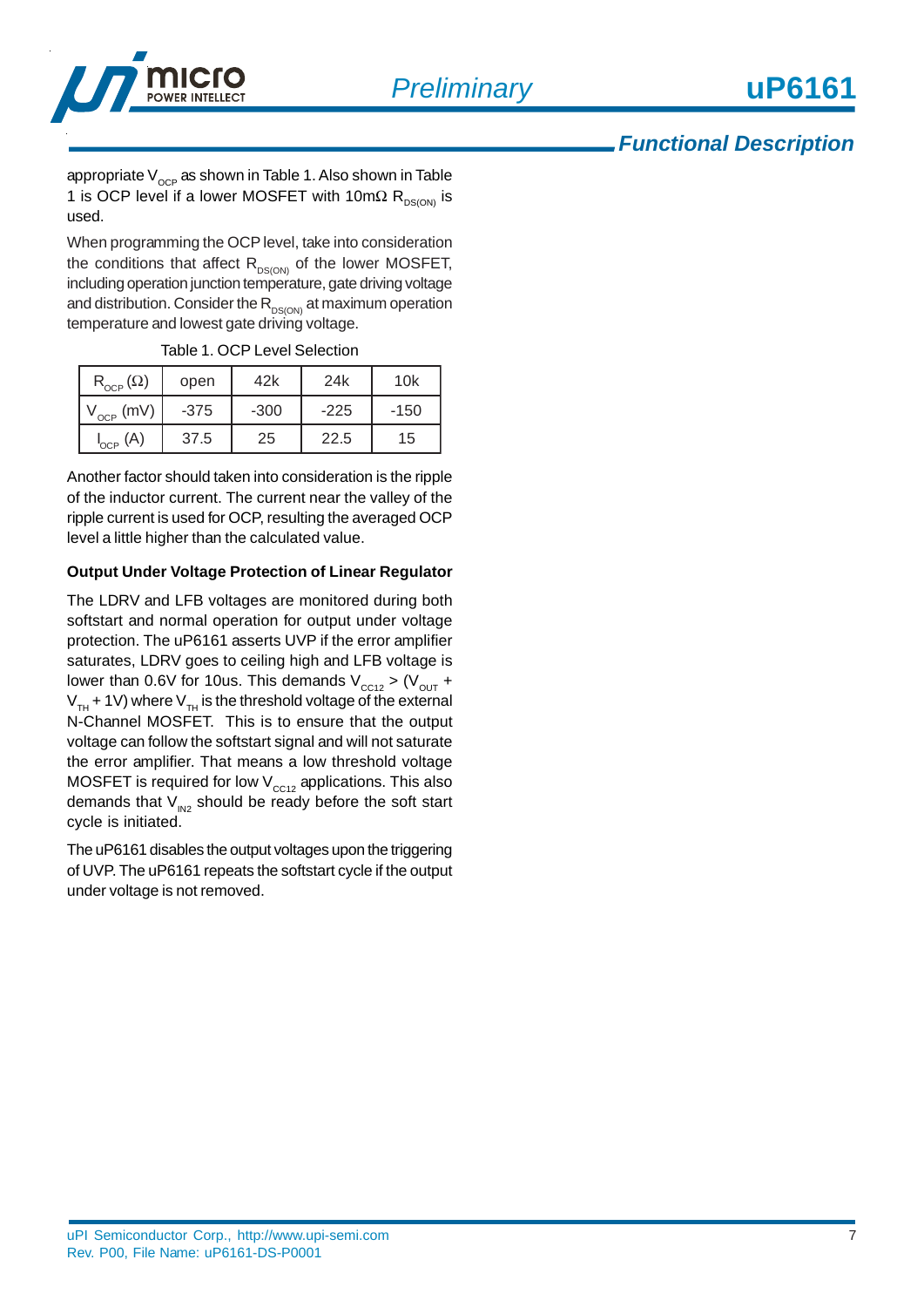appropriate $V_{OCP}$ as shown in Table 1. Also shown in Table 1 is OCP level if a lower MOSFET with 10mΩ $R_{DS(ON)}$ is used.

When programming the OCP level, take into consideration the conditions that affect $R_{DS(ON)}$ of the lower MOSFET, including operation junction temperature, gate driving voltage and distribution. Consider the $R_{DS(ON)}$ at maximum operation temperature and lowest gate driving voltage.

Table 1. OCP Level Selection

| $R_{OCP}$ (Ω) | open | 42k | 24k | 10k |
|---|---|---|---|---|
| $V_{OCP}$ (mV) | -375 | -300 | -225 | -150 |
| $I_{OCP}$ (A) | 37.5 | 25 | 22.5 | 15 |

Another factor should taken into consideration is the ripple of the inductor current. The current near the valley of the ripple current is used for OCP, resulting the averaged OCP level a little higher than the calculated value.

**Output Under Voltage Protection of Linear Regulator**

The LDRV and LFB voltages are monitored during both softstart and normal operation for output under voltage protection. The uP6161 asserts UVP if the error amplifier saturates, LDRV goes to ceiling high and LFB voltage is lower than 0.6V for 10us. This demands $V_{CC12} > (V_{OUT} + V_{TH} + 1V)$ where $V_{TH}$ is the threshold voltage of the external N-Channel MOSFET. This is to ensure that the output voltage can follow the softstart signal and will not saturate the error amplifier. That means a low threshold voltage MOSFET is required for low $V_{CC12}$ applications. This also demands that $V_{IN2}$ should be ready before the soft start cycle is initiated.

The uP6161 disables the output voltages upon the triggering of UVP. The uP6161 repeats the softstart cycle if the output under voltage is not removed.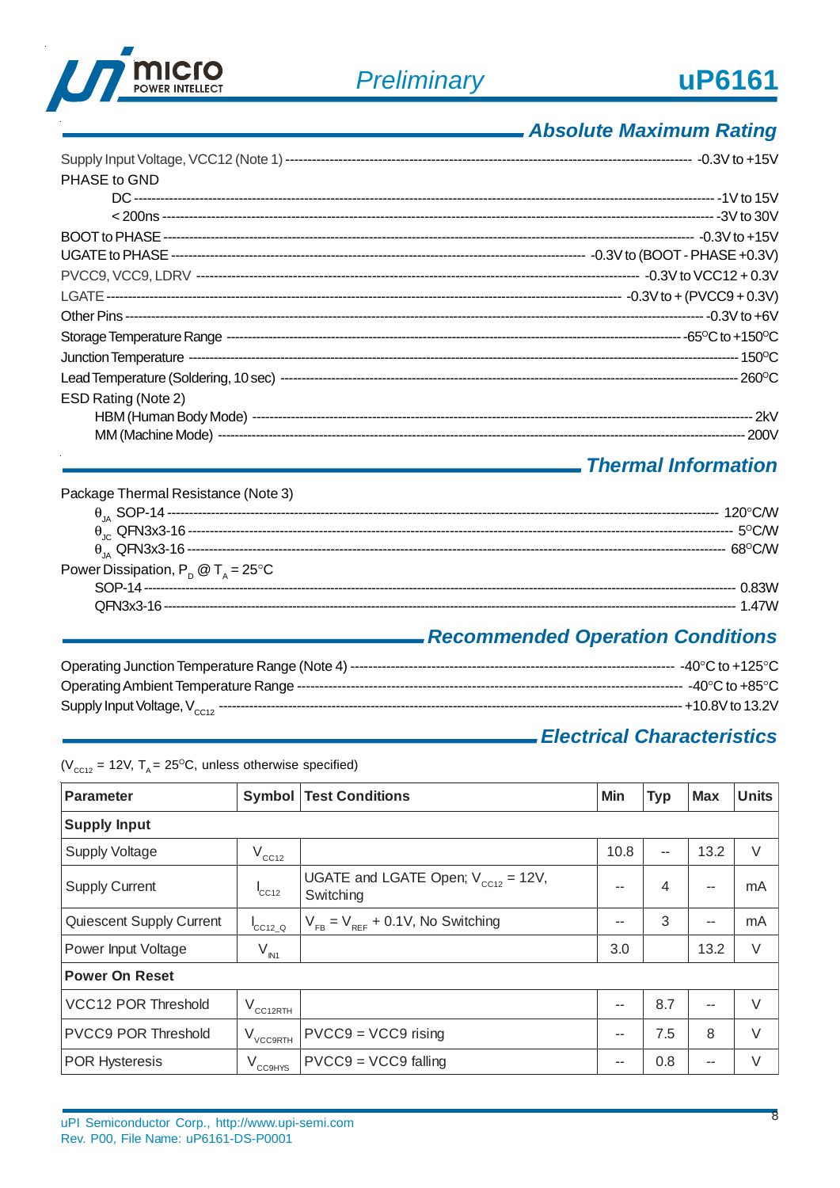## Absolute Maximum Rating

Supply Input Voltage, VCC12 (Note 1) -------------------- -0.3V to +15V
PHASE to GND
- DC -------------------- -1V to 15V
- < 200ns -------------------- -3V to 30V

BOOT to PHASE -------------------- -0.3V to +15V
UGATE to PHASE -------------------- -0.3V to (BOOT - PHASE +0.3V)
PVCC9, VCC9, LDRV -------------------- -0.3V to VCC12 + 0.3V
LGATE -------------------- -0.3V to + (PVCC9 + 0.3V)
Other Pins -------------------- -0.3V to +6V
Storage Temperature Range -------------------- -65°C to +150°C
Junction Temperature -------------------- 150°C
Lead Temperature (Soldering, 10 sec) -------------------- 260°C
ESD Rating (Note 2)
- HBM (Human Body Mode) -------------------- 2kV
- MM (Machine Mode) -------------------- 200V

## Thermal Information

Package Thermal Resistance (Note 3)
- $\theta_{JA}$ SOP-14 -------------------- 120°C/W
- $\theta_{JC}$ QFN3x3-16 -------------------- 5°C/W
- $\theta_{JA}$ QFN3x3-16 -------------------- 68°C/W

Power Dissipation, $P_D$ @ $T_A$ = 25°C
- SOP-14 -------------------- 0.83W
- QFN3x3-16 -------------------- 1.47W

## Recommended Operation Conditions

Operating Junction Temperature Range (Note 4) -------------------- -40°C to +125°C
Operating Ambient Temperature Range -------------------- -40°C to +85°C
Supply Input Voltage, $V_{CC12}$ -------------------- +10.8V to 13.2V

## Electrical Characteristics

($V_{CC12}$ = 12V, $T_A$ = 25°C, unless otherwise specified)

| Parameter | Symbol | Test Conditions | Min | Typ | Max | Units |
|---|---|---|---|---|---|---|
| **Supply Input** | | | | | | |
| Supply Voltage | $V_{CC12}$ | | 10.8 | -- | 13.2 | V |
| Supply Current | $I_{CC12}$ | UGATE and LGATE Open; $V_{CC12}$ = 12V, Switching | -- | 4 | -- | mA |
| Quiescent Supply Current | $I_{CC12\_Q}$ | $V_{FB}$ = $V_{REF}$ + 0.1V, No Switching | -- | 3 | -- | mA |
| Power Input Voltage | $V_{IN1}$ | | 3.0 | | 13.2 | V |
| **Power On Reset** | | | | | | |
| VCC12 POR Threshold | $V_{CC12RTH}$ | | -- | 8.7 | -- | V |
| PVCC9 POR Threshold | $V_{VCC9RTH}$ | PVCC9 = VCC9 rising | -- | 7.5 | 8 | V |
| POR Hysteresis | $V_{CC9HYS}$ | PVCC9 = VCC9 falling | -- | 0.8 | -- | V |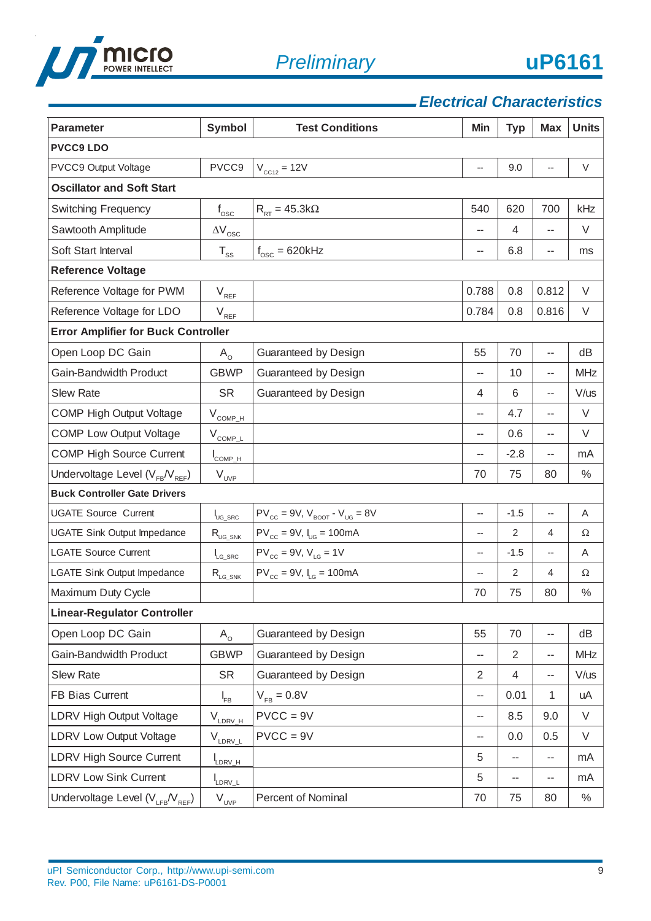## Electrical Characteristics

| Parameter | Symbol | Test Conditions | Min | Typ | Max | Units |
|---|---|---|---|---|---|---|
| **PVCC9 LDO** | | | | | | |
| PVCC9 Output Voltage | PVCC9 | $V_{CC12}$ = 12V | -- | 9.0 | -- | V |
| **Oscillator and Soft Start** | | | | | | |
| Switching Frequency | $f_{OSC}$ | $R_{RT}$ = 45.3kΩ | 540 | 620 | 700 | kHz |
| Sawtooth Amplitude | $\Delta V_{OSC}$ | | -- | 4 | -- | V |
| Soft Start Interval | $T_{SS}$ | $f_{OSC}$ = 620kHz | -- | 6.8 | -- | ms |
| **Reference Voltage** | | | | | | |
| Reference Voltage for PWM | $V_{REF}$ | | 0.788 | 0.8 | 0.812 | V |
| Reference Voltage for LDO | $V_{REF}$ | | 0.784 | 0.8 | 0.816 | V |
| **Error Amplifier for Buck Controller** | | | | | | |
| Open Loop DC Gain | $A_O$ | Guaranteed by Design | 55 | 70 | -- | dB |
| Gain-Bandwidth Product | GBWP | Guaranteed by Design | -- | 10 | -- | MHz |
| Slew Rate | SR | Guaranteed by Design | 4 | 6 | -- | V/us |
| COMP High Output Voltage | $V_{COMP\_H}$ | | -- | 4.7 | -- | V |
| COMP Low Output Voltage | $V_{COMP\_L}$ | | -- | 0.6 | -- | V |
| COMP High Source Current | $I_{COMP\_H}$ | | -- | -2.8 | -- | mA |
| Undervoltage Level ($V_{FB}/V_{REF}$) | $V_{UVP}$ | | 70 | 75 | 80 | % |
| **Buck Controller Gate Drivers** | | | | | | |
| UGATE Source Current | $I_{UG\_SRC}$ | $PV_{CC}$ = 9V, $V_{BOOT}$ - $V_{UG}$ = 8V | -- | -1.5 | -- | A |
| UGATE Sink Output Impedance | $R_{UG\_SNK}$ | $PV_{CC}$ = 9V, $I_{UG}$ = 100mA | -- | 2 | 4 | Ω |
| LGATE Source Current | $I_{LG\_SRC}$ | $PV_{CC}$ = 9V, $V_{LG}$ = 1V | -- | -1.5 | -- | A |
| LGATE Sink Output Impedance | $R_{LG\_SNK}$ | $PV_{CC}$ = 9V, $I_{LG}$ = 100mA | -- | 2 | 4 | Ω |
| Maximum Duty Cycle | | | 70 | 75 | 80 | % |
| **Linear-Regulator Controller** | | | | | | |
| Open Loop DC Gain | $A_O$ | Guaranteed by Design | 55 | 70 | -- | dB |
| Gain-Bandwidth Product | GBWP | Guaranteed by Design | -- | 2 | -- | MHz |
| Slew Rate | SR | Guaranteed by Design | 2 | 4 | -- | V/us |
| FB Bias Current | $I_{FB}$ | $V_{FB}$ = 0.8V | -- | 0.01 | 1 | uA |
| LDRV High Output Voltage | $V_{LDRV\_H}$ | PVCC = 9V | -- | 8.5 | 9.0 | V |
| LDRV Low Output Voltage | $V_{LDRV\_L}$ | PVCC = 9V | -- | 0.0 | 0.5 | V |
| LDRV High Source Current | $I_{LDRV\_H}$ | | 5 | -- | -- | mA |
| LDRV Low Sink Current | $I_{LDRV\_L}$ | | 5 | -- | -- | mA |
| Undervoltage Level ($V_{LFB}/V_{REF}$) | $V_{UVP}$ | Percent of Nominal | 70 | 75 | 80 | % |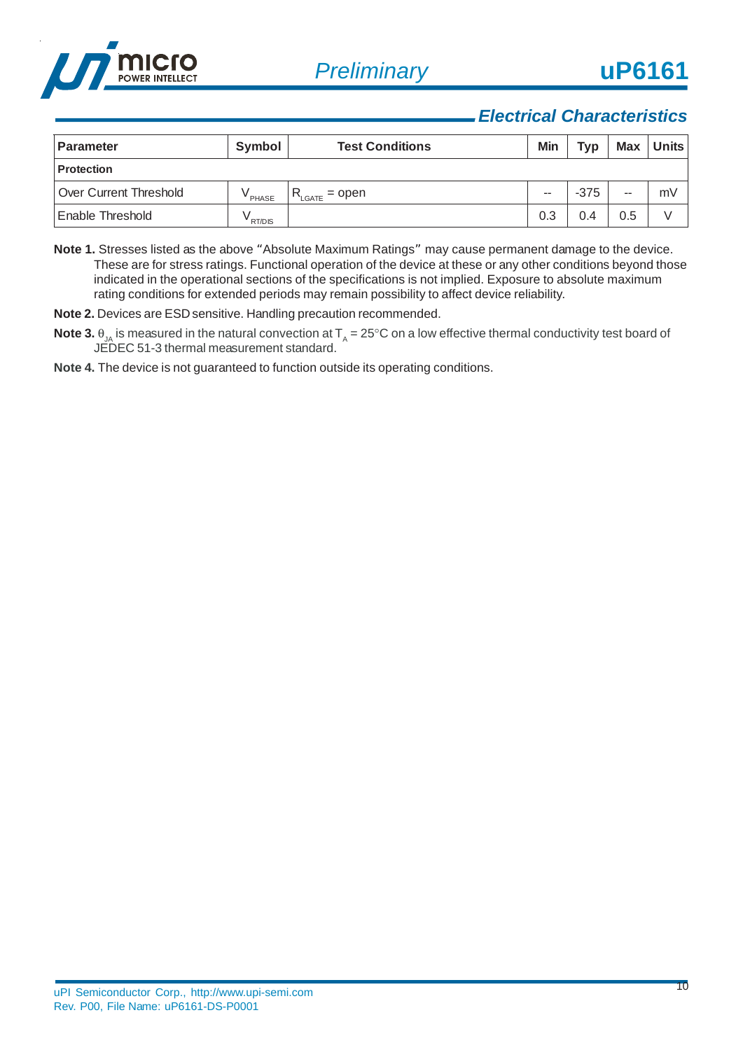## *Electrical Characteristics*

| Parameter | Symbol | Test Conditions | Min | Typ | Max | Units |
|---|---|---|---|---|---|---|
| **Protection** | | | | | | |
| Over Current Threshold | $V_{PHASE}$ | $R_{LGATE}$ = open | -- | -375 | -- | mV |
| Enable Threshold | $V_{RT/DIS}$ | | 0.3 | 0.4 | 0.5 | V |

**Note 1.** Stresses listed as the above "Absolute Maximum Ratings" may cause permanent damage to the device. These are for stress ratings. Functional operation of the device at these or any other conditions beyond those indicated in the operational sections of the specifications is not implied. Exposure to absolute maximum rating conditions for extended periods may remain possibility to affect device reliability.

**Note 2.** Devices are ESD sensitive. Handling precaution recommended.

**Note 3.** $\theta_{JA}$ is measured in the natural convection at $T_A$ = 25°C on a low effective thermal conductivity test board of JEDEC 51-3 thermal measurement standard.

**Note 4.** The device is not guaranteed to function outside its operating conditions.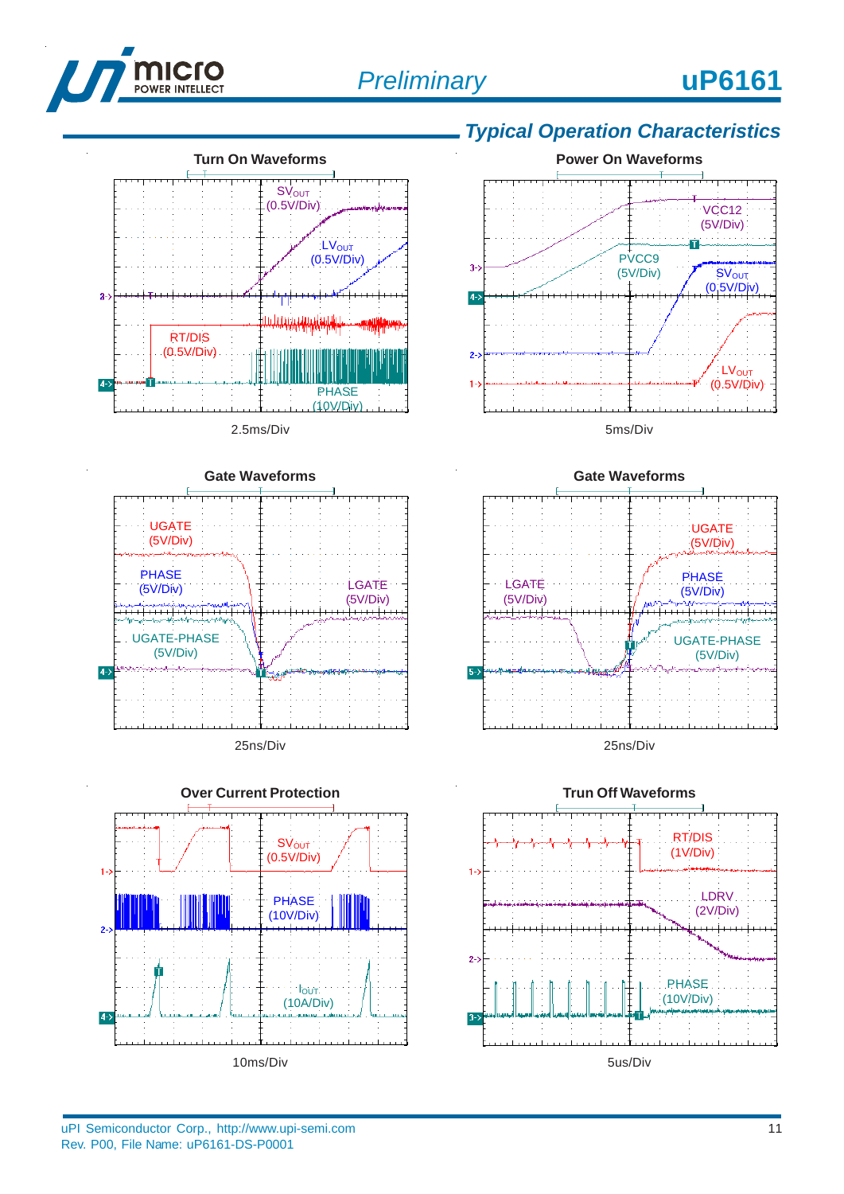## Typical Operation Characteristics

**Turn On Waveforms**

$SV_{OUT}$ (0.5V/Div)

$LV_{OUT}$ (0.5V/Div)

RT/DIS (0.5V/Div)

PHASE (10V/Div)

2.5ms/Div

**Power On Waveforms**

VCC12 (5V/Div)

PVCC9 (5V/Div)

$SV_{OUT}$ (0.5V/Div)

$LV_{OUT}$ (0.5V/Div)

5ms/Div

**Gate Waveforms**

UGATE (5V/Div)

PHASE (5V/Div)

LGATE (5V/Div)

UGATE-PHASE (5V/Div)

25ns/Div

**Gate Waveforms**

UGATE (5V/Div)

LGATE (5V/Div)

PHASE (5V/Div)

UGATE-PHASE (5V/Div)

25ns/Div

**Over Current Protection**

$SV_{OUT}$ (0.5V/Div)

PHASE (10V/Div)

$I_{OUT}$ (10A/Div)

10ms/Div

**Trun Off Waveforms**

RT/DIS (1V/Div)

LDRV (2V/Div)

PHASE (10V/Div)

5us/Div

uPI Semiconductor Corp., http://www.upi-semi.com
Rev. P00, File Name: uP6161-DS-P0001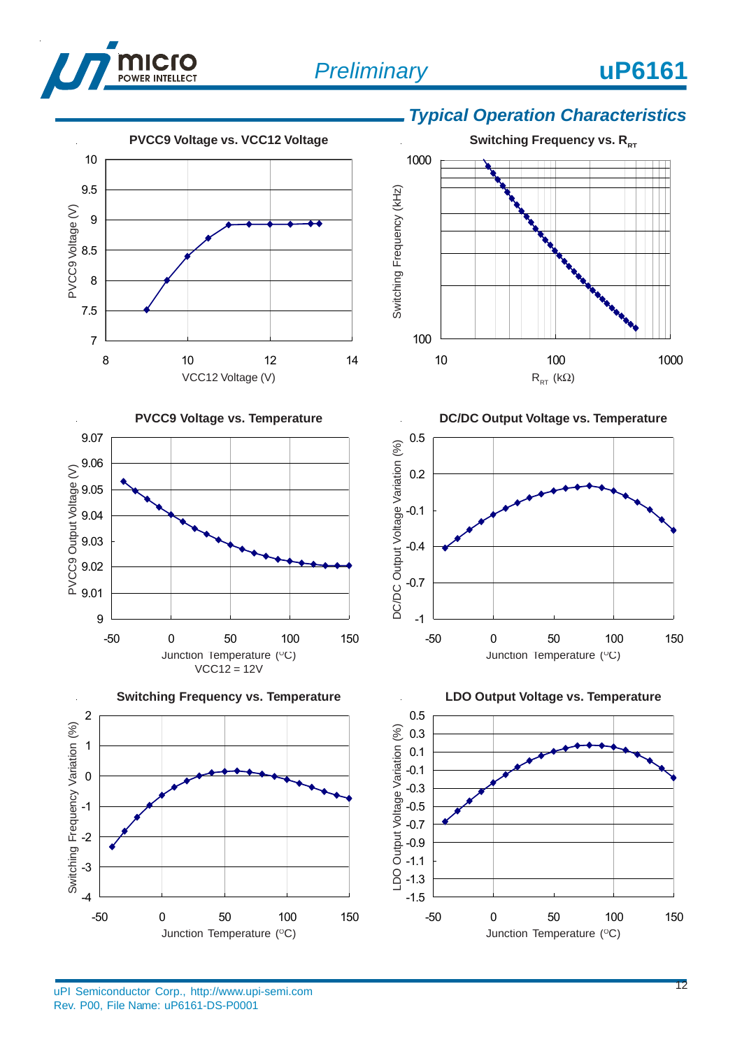## Typical Operation Characteristics

**PVCC9 Voltage vs. VCC12 Voltage**

PVCC9 Voltage (V) vs. VCC12 Voltage (V)

**Switching Frequency vs. $R_{RT}$**

Switching Frequency (kHz) vs. $R_{RT}$ (kΩ)

**PVCC9 Voltage vs. Temperature**

PVCC9 Output Voltage (V) vs. Junction Temperature (°C)

VCC12 = 12V

**DC/DC Output Voltage vs. Temperature**

DC/DC Output Voltage Variation (%) vs. Junction Temperature (°C)

**Switching Frequency vs. Temperature**

Switching Frequency Variation (%) vs. Junction Temperature (°C)

**LDO Output Voltage vs. Temperature**

LDO Output Voltage Variation (%) vs. Junction Temperature (°C)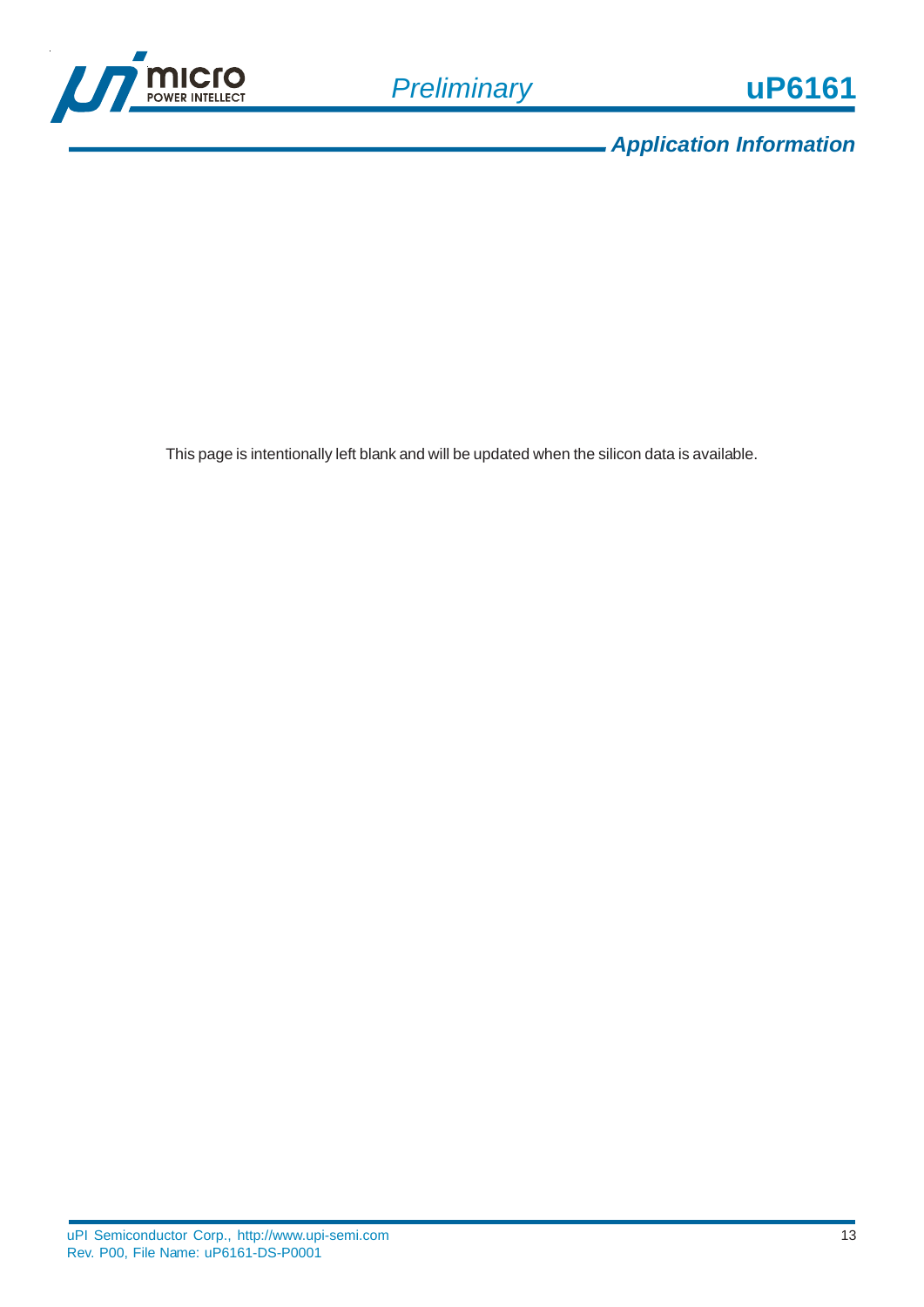## Application Information

This page is intentionally left blank and will be updated when the silicon data is available.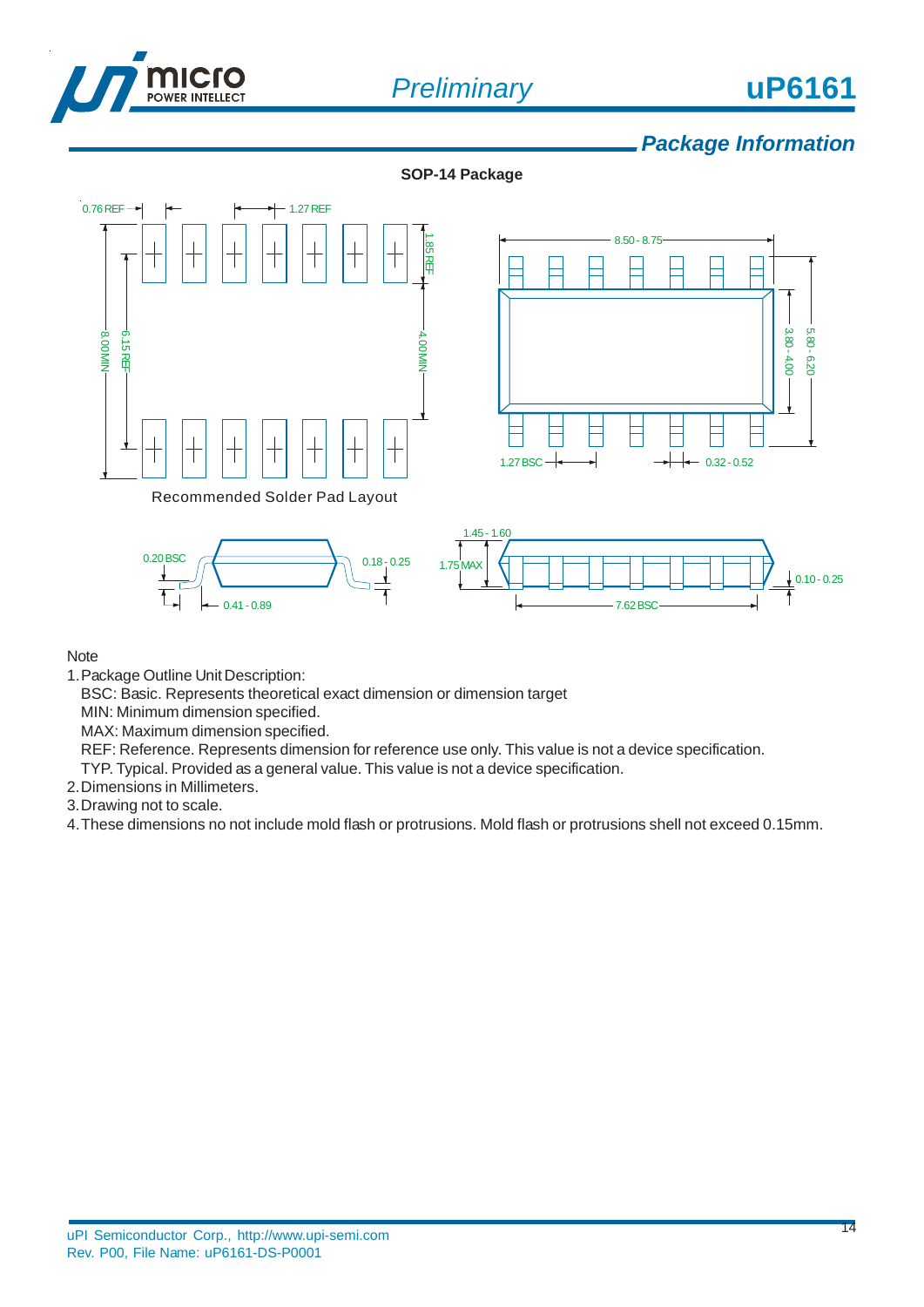## Package Information

**SOP-14 Package**

Recommended Solder Pad Layout

Note

1. Package Outline Unit Description:
   BSC: Basic. Represents theoretical exact dimension or dimension target
   MIN: Minimum dimension specified.
   MAX: Maximum dimension specified.
   REF: Reference. Represents dimension for reference use only. This value is not a device specification.
   TYP. Typical. Provided as a general value. This value is not a device specification.
2. Dimensions in Millimeters.
3. Drawing not to scale.
4. These dimensions no not include mold flash or protrusions. Mold flash or protrusions shell not exceed 0.15mm.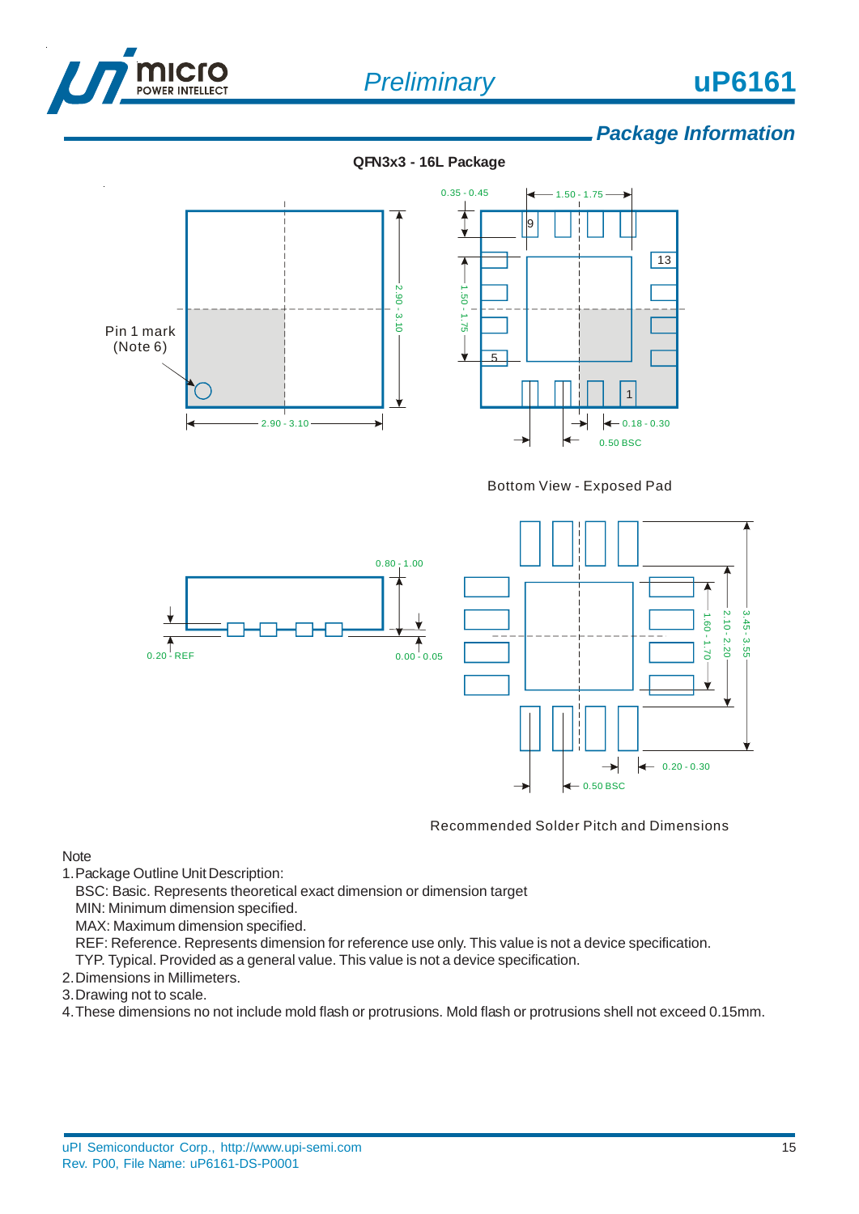## Package Information

**QFN3x3 - 16L Package**

Pin 1 mark
(Note 6)

2.90 - 3.10

2.90 - 3.10

0.35 - 0.45

1.50 - 1.75

1.50 - 1.75

9

13

5

1

0.18 - 0.30

0.50 BSC

Bottom View - Exposed Pad

0.80 - 1.00

0.20 REF

0.00 - 0.05

1.60 - 1.70

2.10 - 2.20

3.45 - 3.55

0.20 - 0.30

0.50 BSC

Recommended Solder Pitch and Dimensions

Note

1. Package Outline Unit Description:
   BSC: Basic. Represents theoretical exact dimension or dimension target
   MIN: Minimum dimension specified.
   MAX: Maximum dimension specified.
   REF: Reference. Represents dimension for reference use only. This value is not a device specification.
   TYP. Typical. Provided as a general value. This value is not a device specification.
2. Dimensions in Millimeters.
3. Drawing not to scale.
4. These dimensions no not include mold flash or protrusions. Mold flash or protrusions shell not exceed 0.15mm.